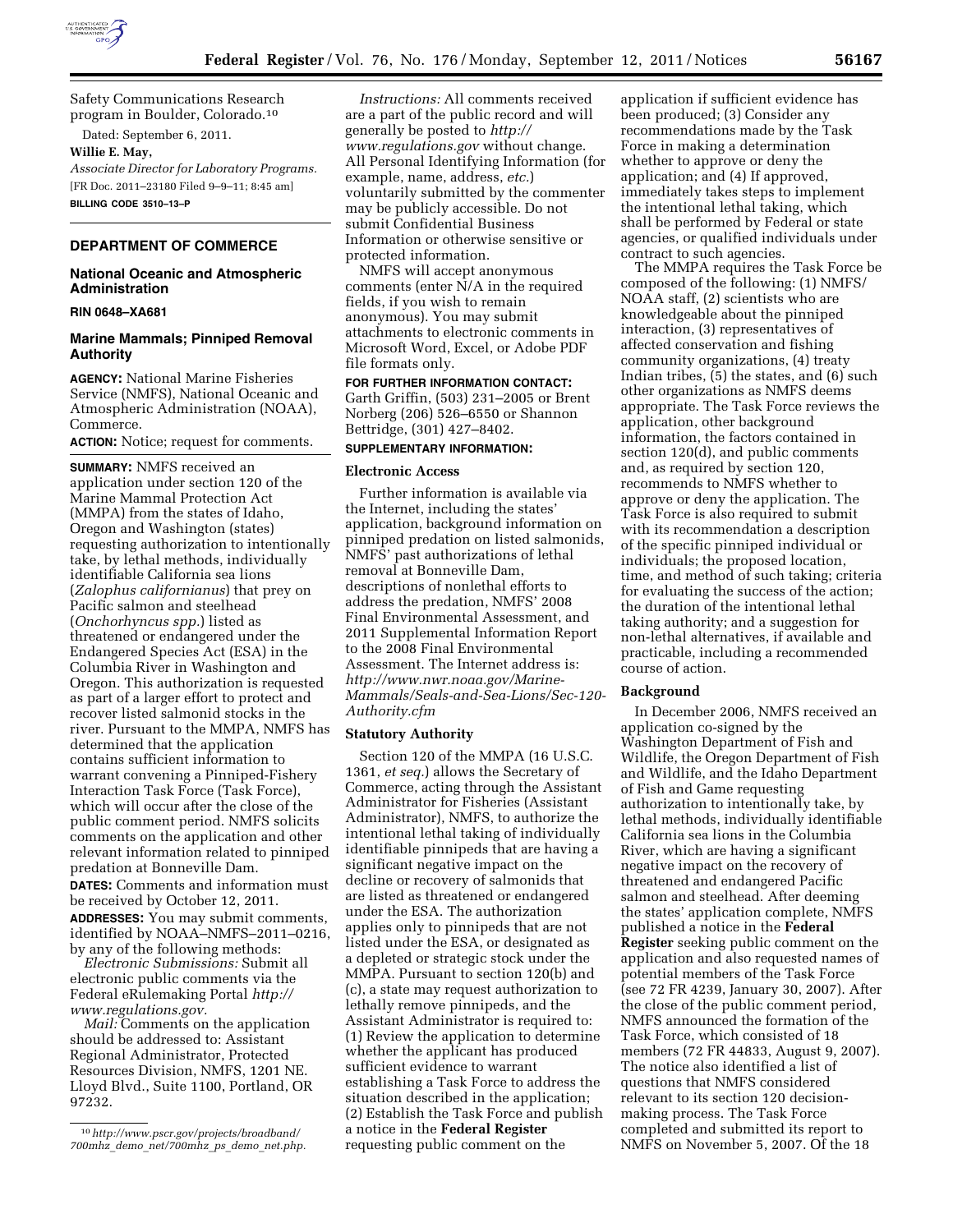Safety Communications Research program in Boulder, Colorado.[10]

Dated: September 6, 2011.

**Willie E. May,**

*Associate Director for Laboratory Programs.*

[FR Doc. 2011–23180 Filed 9–9–11; 8:45 am]

**BILLING CODE 3510–13–P**

[10] *http://www.pscr.gov/projects/broadband/700mhz_demo_net/700mhz_ps_demo_net.php.*

## DEPARTMENT OF COMMERCE

### National Oceanic and Atmospheric Administration

**RIN 0648–XA681**

### Marine Mammals; Pinniped Removal Authority

**AGENCY:** National Marine Fisheries Service (NMFS), National Oceanic and Atmospheric Administration (NOAA), Commerce.

**ACTION:** Notice; request for comments.

**SUMMARY:** NMFS received an application under section 120 of the Marine Mammal Protection Act (MMPA) from the states of Idaho, Oregon and Washington (states) requesting authorization to intentionally take, by lethal methods, individually identifiable California sea lions (*Zalophus californianus*) that prey on Pacific salmon and steelhead (*Onchorhyncus spp.*) listed as threatened or endangered under the Endangered Species Act (ESA) in the Columbia River in Washington and Oregon. This authorization is requested as part of a larger effort to protect and recover listed salmonid stocks in the river. Pursuant to the MMPA, NMFS has determined that the application contains sufficient information to warrant convening a Pinniped-Fishery Interaction Task Force (Task Force), which will occur after the close of the public comment period. NMFS solicits comments on the application and other relevant information related to pinniped predation at Bonneville Dam.

**DATES:** Comments and information must be received by October 12, 2011.

**ADDRESSES:** You may submit comments, identified by NOAA–NMFS–2011–0216, by any of the following methods:

*Electronic Submissions:* Submit all electronic public comments via the Federal eRulemaking Portal *http://www.regulations.gov.*

*Mail:* Comments on the application should be addressed to: Assistant Regional Administrator, Protected Resources Division, NMFS, 1201 NE. Lloyd Blvd., Suite 1100, Portland, OR 97232.

*Instructions:* All comments received are a part of the public record and will generally be posted to *http://www.regulations.gov* without change. All Personal Identifying Information (for example, name, address, *etc.*) voluntarily submitted by the commenter may be publicly accessible. Do not submit Confidential Business Information or otherwise sensitive or protected information.

NMFS will accept anonymous comments (enter N/A in the required fields, if you wish to remain anonymous). You may submit attachments to electronic comments in Microsoft Word, Excel, or Adobe PDF file formats only.

**FOR FURTHER INFORMATION CONTACT:** Garth Griffin, (503) 231–2005 or Brent Norberg (206) 526–6550 or Shannon Bettridge, (301) 427–8402.

**SUPPLEMENTARY INFORMATION:**

### Electronic Access

Further information is available via the Internet, including the states' application, background information on pinniped predation on listed salmonids, NMFS' past authorizations of lethal removal at Bonneville Dam, descriptions of nonlethal efforts to address the predation, NMFS' 2008 Final Environmental Assessment, and 2011 Supplemental Information Report to the 2008 Final Environmental Assessment. The Internet address is: *http://www.nwr.noaa.gov/Marine-Mammals/Seals-and-Sea-Lions/Sec-120-Authority.cfm*

### Statutory Authority

Section 120 of the MMPA (16 U.S.C. 1361, *et seq.*) allows the Secretary of Commerce, acting through the Assistant Administrator for Fisheries (Assistant Administrator), NMFS, to authorize the intentional lethal taking of individually identifiable pinnipeds that are having a significant negative impact on the decline or recovery of salmonids that are listed as threatened or endangered under the ESA. The authorization applies only to pinnipeds that are not listed under the ESA, or designated as a depleted or strategic stock under the MMPA. Pursuant to section 120(b) and (c), a state may request authorization to lethally remove pinnipeds, and the Assistant Administrator is required to: (1) Review the application to determine whether the applicant has produced sufficient evidence to warrant establishing a Task Force to address the situation described in the application; (2) Establish the Task Force and publish a notice in the **Federal Register** requesting public comment on the application if sufficient evidence has been produced; (3) Consider any recommendations made by the Task Force in making a determination whether to approve or deny the application; and (4) If approved, immediately takes steps to implement the intentional lethal taking, which shall be performed by Federal or state agencies, or qualified individuals under contract to such agencies.

The MMPA requires the Task Force be composed of the following: (1) NMFS/NOAA staff, (2) scientists who are knowledgeable about the pinniped interaction, (3) representatives of affected conservation and fishing community organizations, (4) treaty Indian tribes, (5) the states, and (6) such other organizations as NMFS deems appropriate. The Task Force reviews the application, other background information, the factors contained in section 120(d), and public comments and, as required by section 120, recommends to NMFS whether to approve or deny the application. The Task Force is also required to submit with its recommendation a description of the specific pinniped individual or individuals; the proposed location, time, and method of such taking; criteria for evaluating the success of the action; the duration of the intentional lethal taking authority; and a suggestion for non-lethal alternatives, if available and practicable, including a recommended course of action.

### Background

In December 2006, NMFS received an application co-signed by the Washington Department of Fish and Wildlife, the Oregon Department of Fish and Wildlife, and the Idaho Department of Fish and Game requesting authorization to intentionally take, by lethal methods, individually identifiable California sea lions in the Columbia River, which are having a significant negative impact on the recovery of threatened and endangered Pacific salmon and steelhead. After deeming the states' application complete, NMFS published a notice in the **Federal Register** seeking public comment on the application and also requested names of potential members of the Task Force (see 72 FR 4239, January 30, 2007). After the close of the public comment period, NMFS announced the formation of the Task Force, which consisted of 18 members (72 FR 44833, August 9, 2007). The notice also identified a list of questions that NMFS considered relevant to its section 120 decision-making process. The Task Force completed and submitted its report to NMFS on November 5, 2007. Of the 18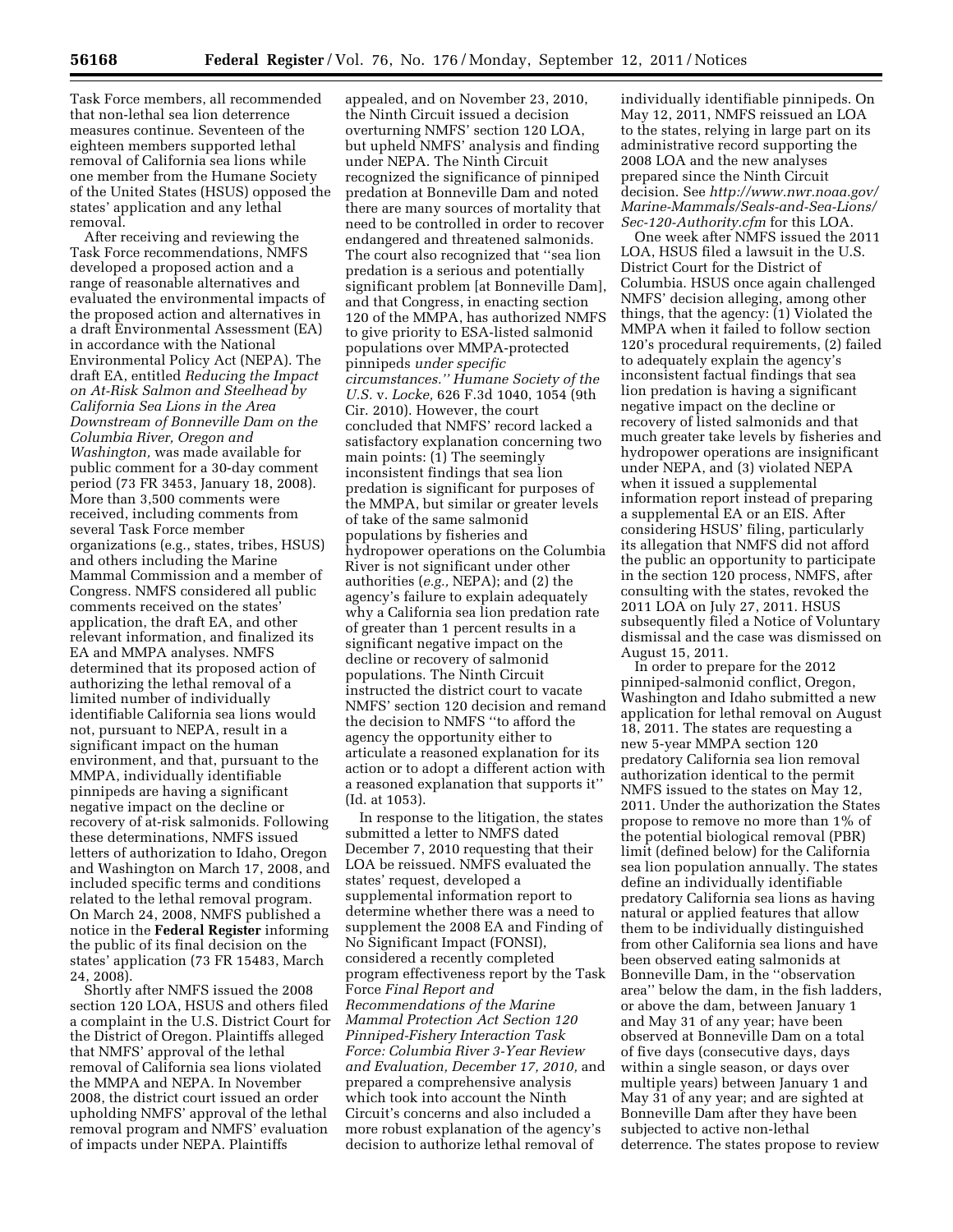Task Force members, all recommended that non-lethal sea lion deterrence measures continue. Seventeen of the eighteen members supported lethal removal of California sea lions while one member from the Humane Society of the United States (HSUS) opposed the states' application and any lethal removal.

After receiving and reviewing the Task Force recommendations, NMFS developed a proposed action and a range of reasonable alternatives and evaluated the environmental impacts of the proposed action and alternatives in a draft Environmental Assessment (EA) in accordance with the National Environmental Policy Act (NEPA). The draft EA, entitled *Reducing the Impact on At-Risk Salmon and Steelhead by California Sea Lions in the Area Downstream of Bonneville Dam on the Columbia River, Oregon and Washington,* was made available for public comment for a 30-day comment period (73 FR 3453, January 18, 2008). More than 3,500 comments were received, including comments from several Task Force member organizations (e.g., states, tribes, HSUS) and others including the Marine Mammal Commission and a member of Congress. NMFS considered all public comments received on the states' application, the draft EA, and other relevant information, and finalized its EA and MMPA analyses. NMFS determined that its proposed action of authorizing the lethal removal of a limited number of individually identifiable California sea lions would not, pursuant to NEPA, result in a significant impact on the human environment, and that, pursuant to the MMPA, individually identifiable pinnipeds are having a significant negative impact on the decline or recovery of at-risk salmonids. Following these determinations, NMFS issued letters of authorization to Idaho, Oregon and Washington on March 17, 2008, and included specific terms and conditions related to the lethal removal program. On March 24, 2008, NMFS published a notice in the **Federal Register** informing the public of its final decision on the states' application (73 FR 15483, March 24, 2008).

Shortly after NMFS issued the 2008 section 120 LOA, HSUS and others filed a complaint in the U.S. District Court for the District of Oregon. Plaintiffs alleged that NMFS' approval of the lethal removal of California sea lions violated the MMPA and NEPA. In November 2008, the district court issued an order upholding NMFS' approval of the lethal removal program and NMFS' evaluation of impacts under NEPA. Plaintiffs appealed, and on November 23, 2010, the Ninth Circuit issued a decision overturning NMFS' section 120 LOA, but upheld NMFS' analysis and finding under NEPA. The Ninth Circuit recognized the significance of pinniped predation at Bonneville Dam and noted there are many sources of mortality that need to be controlled in order to recover endangered and threatened salmonids. The court also recognized that ''sea lion predation is a serious and potentially significant problem [at Bonneville Dam], and that Congress, in enacting section 120 of the MMPA, has authorized NMFS to give priority to ESA-listed salmonid populations over MMPA-protected pinnipeds *under specific circumstances.'' Humane Society of the U.S.* v. *Locke,* 626 F.3d 1040, 1054 (9th Cir. 2010). However, the court concluded that NMFS' record lacked a satisfactory explanation concerning two main points: (1) The seemingly inconsistent findings that sea lion predation is significant for purposes of the MMPA, but similar or greater levels of take of the same salmonid populations by fisheries and hydropower operations on the Columbia River is not significant under other authorities (*e.g.,* NEPA); and (2) the agency's failure to explain adequately why a California sea lion predation rate of greater than 1 percent results in a significant negative impact on the decline or recovery of salmonid populations. The Ninth Circuit instructed the district court to vacate NMFS' section 120 decision and remand the decision to NMFS ''to afford the agency the opportunity either to articulate a reasoned explanation for its action or to adopt a different action with a reasoned explanation that supports it'' (Id. at 1053).

In response to the litigation, the states submitted a letter to NMFS dated December 7, 2010 requesting that their LOA be reissued. NMFS evaluated the states' request, developed a supplemental information report to determine whether there was a need to supplement the 2008 EA and Finding of No Significant Impact (FONSI), considered a recently completed program effectiveness report by the Task Force *Final Report and Recommendations of the Marine Mammal Protection Act Section 120 Pinniped-Fishery Interaction Task Force: Columbia River 3-Year Review and Evaluation, December 17, 2010,* and prepared a comprehensive analysis which took into account the Ninth Circuit's concerns and also included a more robust explanation of the agency's decision to authorize lethal removal of individually identifiable pinnipeds. On May 12, 2011, NMFS reissued an LOA to the states, relying in large part on its administrative record supporting the 2008 LOA and the new analyses prepared since the Ninth Circuit decision. See *http://www.nwr.noaa.gov/Marine-Mammals/Seals-and-Sea-Lions/Sec-120-Authority.cfm* for this LOA.

One week after NMFS issued the 2011 LOA, HSUS filed a lawsuit in the U.S. District Court for the District of Columbia. HSUS once again challenged NMFS' decision alleging, among other things, that the agency: (1) Violated the MMPA when it failed to follow section 120's procedural requirements, (2) failed to adequately explain the agency's inconsistent factual findings that sea lion predation is having a significant negative impact on the decline or recovery of listed salmonids and that much greater take levels by fisheries and hydropower operations are insignificant under NEPA, and (3) violated NEPA when it issued a supplemental information report instead of preparing a supplemental EA or an EIS. After considering HSUS' filing, particularly its allegation that NMFS did not afford the public an opportunity to participate in the section 120 process, NMFS, after consulting with the states, revoked the 2011 LOA on July 27, 2011. HSUS subsequently filed a Notice of Voluntary dismissal and the case was dismissed on August 15, 2011.

In order to prepare for the 2012 pinniped-salmonid conflict, Oregon, Washington and Idaho submitted a new application for lethal removal on August 18, 2011. The states are requesting a new 5-year MMPA section 120 predatory California sea lion removal authorization identical to the permit NMFS issued to the states on May 12, 2011. Under the authorization the States propose to remove no more than 1% of the potential biological removal (PBR) limit (defined below) for the California sea lion population annually. The states define an individually identifiable predatory California sea lions as having natural or applied features that allow them to be individually distinguished from other California sea lions and have been observed eating salmonids at Bonneville Dam, in the ''observation area'' below the dam, in the fish ladders, or above the dam, between January 1 and May 31 of any year; have been observed at Bonneville Dam on a total of five days (consecutive days, days within a single season, or days over multiple years) between January 1 and May 31 of any year; and are sighted at Bonneville Dam after they have been subjected to active non-lethal deterrence. The states propose to review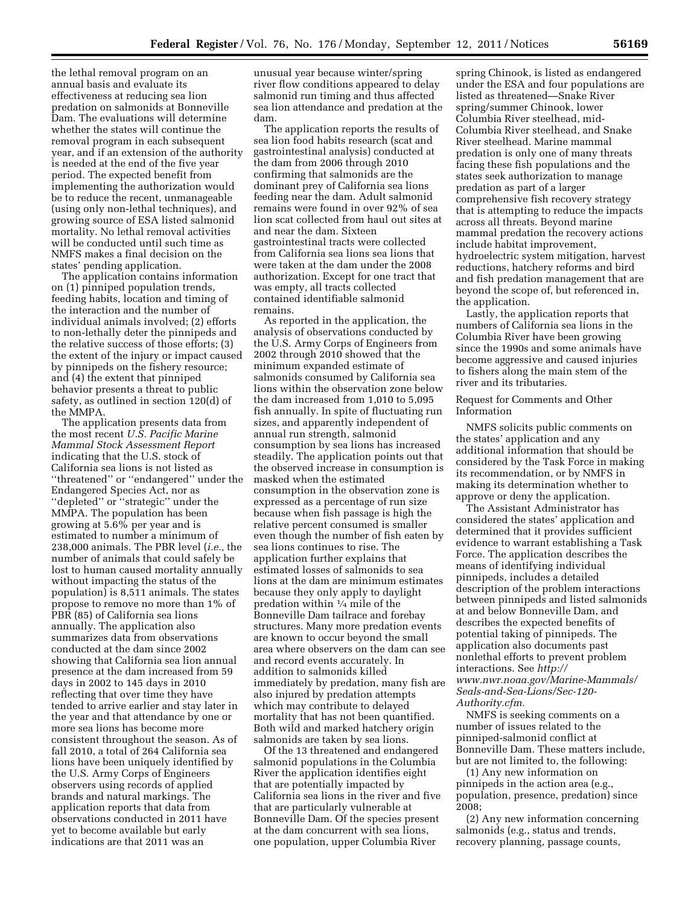the lethal removal program on an annual basis and evaluate its effectiveness at reducing sea lion predation on salmonids at Bonneville Dam. The evaluations will determine whether the states will continue the removal program in each subsequent year, and if an extension of the authority is needed at the end of the five year period. The expected benefit from implementing the authorization would be to reduce the recent, unmanageable (using only non-lethal techniques), and growing source of ESA listed salmonid mortality. No lethal removal activities will be conducted until such time as NMFS makes a final decision on the states' pending application.

The application contains information on (1) pinniped population trends, feeding habits, location and timing of the interaction and the number of individual animals involved; (2) efforts to non-lethally deter the pinnipeds and the relative success of those efforts; (3) the extent of the injury or impact caused by pinnipeds on the fishery resource; and (4) the extent that pinniped behavior presents a threat to public safety, as outlined in section 120(d) of the MMPA.

The application presents data from the most recent *U.S. Pacific Marine Mammal Stock Assessment Report* indicating that the U.S. stock of California sea lions is not listed as ''threatened'' or ''endangered'' under the Endangered Species Act, nor as ''depleted'' or ''strategic'' under the MMPA. The population has been growing at 5.6% per year and is estimated to number a minimum of 238,000 animals. The PBR level (*i.e.,* the number of animals that could safely be lost to human caused mortality annually without impacting the status of the population) is 8,511 animals. The states propose to remove no more than 1% of PBR (85) of California sea lions annually. The application also summarizes data from observations conducted at the dam since 2002 showing that California sea lion annual presence at the dam increased from 59 days in 2002 to 145 days in 2010 reflecting that over time they have tended to arrive earlier and stay later in the year and that attendance by one or more sea lions has become more consistent throughout the season. As of fall 2010, a total of 264 California sea lions have been uniquely identified by the U.S. Army Corps of Engineers observers using records of applied brands and natural markings. The application reports that data from observations conducted in 2011 have yet to become available but early indications are that 2011 was an unusual year because winter/spring river flow conditions appeared to delay salmonid run timing and thus affected sea lion attendance and predation at the dam.

The application reports the results of sea lion food habits research (scat and gastrointestinal analysis) conducted at the dam from 2006 through 2010 confirming that salmonids are the dominant prey of California sea lions feeding near the dam. Adult salmonid remains were found in over 92% of sea lion scat collected from haul out sites at and near the dam. Sixteen gastrointestinal tracts were collected from California sea lions sea lions that were taken at the dam under the 2008 authorization. Except for one tract that was empty, all tracts collected contained identifiable salmonid remains.

As reported in the application, the analysis of observations conducted by the U.S. Army Corps of Engineers from 2002 through 2010 showed that the minimum expanded estimate of salmonids consumed by California sea lions within the observation zone below the dam increased from 1,010 to 5,095 fish annually. In spite of fluctuating run sizes, and apparently independent of annual run strength, salmonid consumption by sea lions has increased steadily. The application points out that the observed increase in consumption is masked when the estimated consumption in the observation zone is expressed as a percentage of run size because when fish passage is high the relative percent consumed is smaller even though the number of fish eaten by sea lions continues to rise. The application further explains that estimated losses of salmonids to sea lions at the dam are minimum estimates because they only apply to daylight predation within ¼ mile of the Bonneville Dam tailrace and forebay structures. Many more predation events are known to occur beyond the small area where observers on the dam can see and record events accurately. In addition to salmonids killed immediately by predation, many fish are also injured by predation attempts which may contribute to delayed mortality that has not been quantified. Both wild and marked hatchery origin salmonids are taken by sea lions.

Of the 13 threatened and endangered salmonid populations in the Columbia River the application identifies eight that are potentially impacted by California sea lions in the river and five that are particularly vulnerable at Bonneville Dam. Of the species present at the dam concurrent with sea lions, one population, upper Columbia River spring Chinook, is listed as endangered under the ESA and four populations are listed as threatened—Snake River spring/summer Chinook, lower Columbia River steelhead, mid-Columbia River steelhead, and Snake River steelhead. Marine mammal predation is only one of many threats facing these fish populations and the states seek authorization to manage predation as part of a larger comprehensive fish recovery strategy that is attempting to reduce the impacts across all threats. Beyond marine mammal predation the recovery actions include habitat improvement, hydroelectric system mitigation, harvest reductions, hatchery reforms and bird and fish predation management that are beyond the scope of, but referenced in, the application.

Lastly, the application reports that numbers of California sea lions in the Columbia River have been growing since the 1990s and some animals have become aggressive and caused injuries to fishers along the main stem of the river and its tributaries.

## Request for Comments and Other Information

NMFS solicits public comments on the states' application and any additional information that should be considered by the Task Force in making its recommendation, or by NMFS in making its determination whether to approve or deny the application.

The Assistant Administrator has considered the states' application and determined that it provides sufficient evidence to warrant establishing a Task Force. The application describes the means of identifying individual pinnipeds, includes a detailed description of the problem interactions between pinnipeds and listed salmonids at and below Bonneville Dam, and describes the expected benefits of potential taking of pinnipeds. The application also documents past nonlethal efforts to prevent problem interactions. See *http://www.nwr.noaa.gov/Marine-Mammals/Seals-and-Sea-Lions/Sec-120-Authority.cfm.*

NMFS is seeking comments on a number of issues related to the pinniped-salmonid conflict at Bonneville Dam. These matters include, but are not limited to, the following:

(1) Any new information on pinnipeds in the action area (e.g., population, presence, predation) since 2008;

(2) Any new information concerning salmonids (e.g., status and trends, recovery planning, passage counts,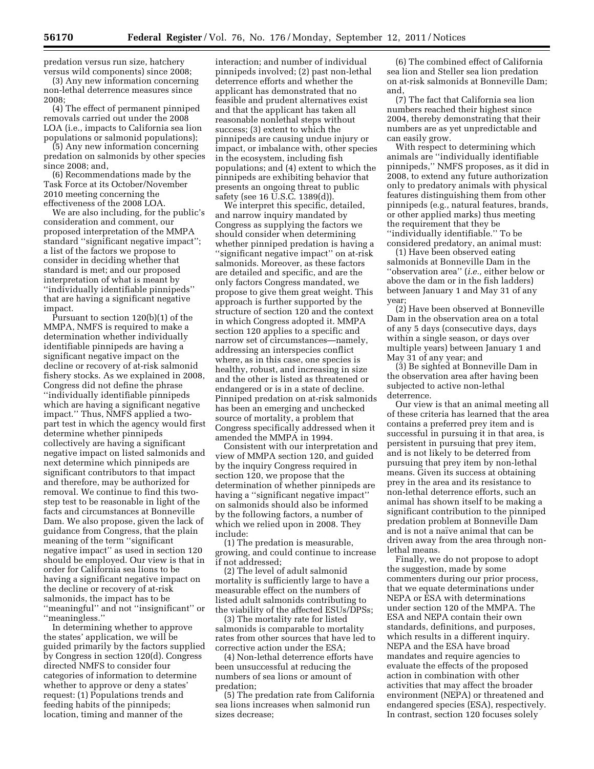predation versus run size, hatchery versus wild components) since 2008;

(3) Any new information concerning non-lethal deterrence measures since 2008;

(4) The effect of permanent pinniped removals carried out under the 2008 LOA (i.e., impacts to California sea lion populations or salmonid populations);

(5) Any new information concerning predation on salmonids by other species since 2008; and,

(6) Recommendations made by the Task Force at its October/November 2010 meeting concerning the effectiveness of the 2008 LOA.

We are also including, for the public's consideration and comment, our proposed interpretation of the MMPA standard ''significant negative impact''; a list of the factors we propose to consider in deciding whether that standard is met; and our proposed interpretation of what is meant by ''individually identifiable pinnipeds'' that are having a significant negative impact.

Pursuant to section 120(b)(1) of the MMPA, NMFS is required to make a determination whether individually identifiable pinnipeds are having a significant negative impact on the decline or recovery of at-risk salmonid fishery stocks. As we explained in 2008, Congress did not define the phrase ''individually identifiable pinnipeds which are having a significant negative impact.'' Thus, NMFS applied a two-part test in which the agency would first determine whether pinnipeds collectively are having a significant negative impact on listed salmonids and next determine which pinnipeds are significant contributors to that impact and therefore, may be authorized for removal. We continue to find this two-step test to be reasonable in light of the facts and circumstances at Bonneville Dam. We also propose, given the lack of guidance from Congress, that the plain meaning of the term ''significant negative impact'' as used in section 120 should be employed. Our view is that in order for California sea lions to be having a significant negative impact on the decline or recovery of at-risk salmonids, the impact has to be ''meaningful'' and not ''insignificant'' or ''meaningless.''

In determining whether to approve the states' application, we will be guided primarily by the factors supplied by Congress in section 120(d). Congress directed NMFS to consider four categories of information to determine whether to approve or deny a states' request: (1) Populations trends and feeding habits of the pinnipeds; location, timing and manner of the interaction; and number of individual pinnipeds involved; (2) past non-lethal deterrence efforts and whether the applicant has demonstrated that no feasible and prudent alternatives exist and that the applicant has taken all reasonable nonlethal steps without success; (3) extent to which the pinnipeds are causing undue injury or impact, or imbalance with, other species in the ecosystem, including fish populations; and (4) extent to which the pinnipeds are exhibiting behavior that presents an ongoing threat to public safety (see 16 U.S.C. 1389(d)).

We interpret this specific, detailed, and narrow inquiry mandated by Congress as supplying the factors we should consider when determining whether pinniped predation is having a ''significant negative impact'' on at-risk salmonids. Moreover, as these factors are detailed and specific, and are the only factors Congress mandated, we propose to give them great weight. This approach is further supported by the structure of section 120 and the context in which Congress adopted it. MMPA section 120 applies to a specific and narrow set of circumstances—namely, addressing an interspecies conflict where, as in this case, one species is healthy, robust, and increasing in size and the other is listed as threatened or endangered or is in a state of decline. Pinniped predation on at-risk salmonids has been an emerging and unchecked source of mortality, a problem that Congress specifically addressed when it amended the MMPA in 1994.

Consistent with our interpretation and view of MMPA section 120, and guided by the inquiry Congress required in section 120, we propose that the determination of whether pinnipeds are having a ''significant negative impact'' on salmonids should also be informed by the following factors, a number of which we relied upon in 2008. They include:

(1) The predation is measurable, growing, and could continue to increase if not addressed;

(2) The level of adult salmonid mortality is sufficiently large to have a measurable effect on the numbers of listed adult salmonids contributing to the viability of the affected ESUs/DPSs;

(3) The mortality rate for listed salmonids is comparable to mortality rates from other sources that have led to corrective action under the ESA;

(4) Non-lethal deterrence efforts have been unsuccessful at reducing the numbers of sea lions or amount of predation;

(5) The predation rate from California sea lions increases when salmonid run sizes decrease;

(6) The combined effect of California sea lion and Steller sea lion predation on at-risk salmonids at Bonneville Dam; and,

(7) The fact that California sea lion numbers reached their highest since 2004, thereby demonstrating that their numbers are as yet unpredictable and can easily grow.

With respect to determining which animals are ''individually identifiable pinnipeds,'' NMFS proposes, as it did in 2008, to extend any future authorization only to predatory animals with physical features distinguishing them from other pinnipeds (e.g., natural features, brands, or other applied marks) thus meeting the requirement that they be ''individually identifiable.'' To be considered predatory, an animal must:

(1) Have been observed eating salmonids at Bonneville Dam in the ''observation area'' (*i.e.,* either below or above the dam or in the fish ladders) between January 1 and May 31 of any year;

(2) Have been observed at Bonneville Dam in the observation area on a total of any 5 days (consecutive days, days within a single season, or days over multiple years) between January 1 and May 31 of any year; and

(3) Be sighted at Bonneville Dam in the observation area after having been subjected to active non-lethal deterrence.

Our view is that an animal meeting all of these criteria has learned that the area contains a preferred prey item and is successful in pursuing it in that area, is persistent in pursuing that prey item, and is not likely to be deterred from pursuing that prey item by non-lethal means. Given its success at obtaining prey in the area and its resistance to non-lethal deterrence efforts, such an animal has shown itself to be making a significant contribution to the pinniped predation problem at Bonneville Dam and is not a naïve animal that can be driven away from the area through non-lethal means.

Finally, we do not propose to adopt the suggestion, made by some commenters during our prior process, that we equate determinations under NEPA or ESA with determinations under section 120 of the MMPA. The ESA and NEPA contain their own standards, definitions, and purposes, which results in a different inquiry. NEPA and the ESA have broad mandates and require agencies to evaluate the effects of the proposed action in combination with other activities that may affect the broader environment (NEPA) or threatened and endangered species (ESA), respectively. In contrast, section 120 focuses solely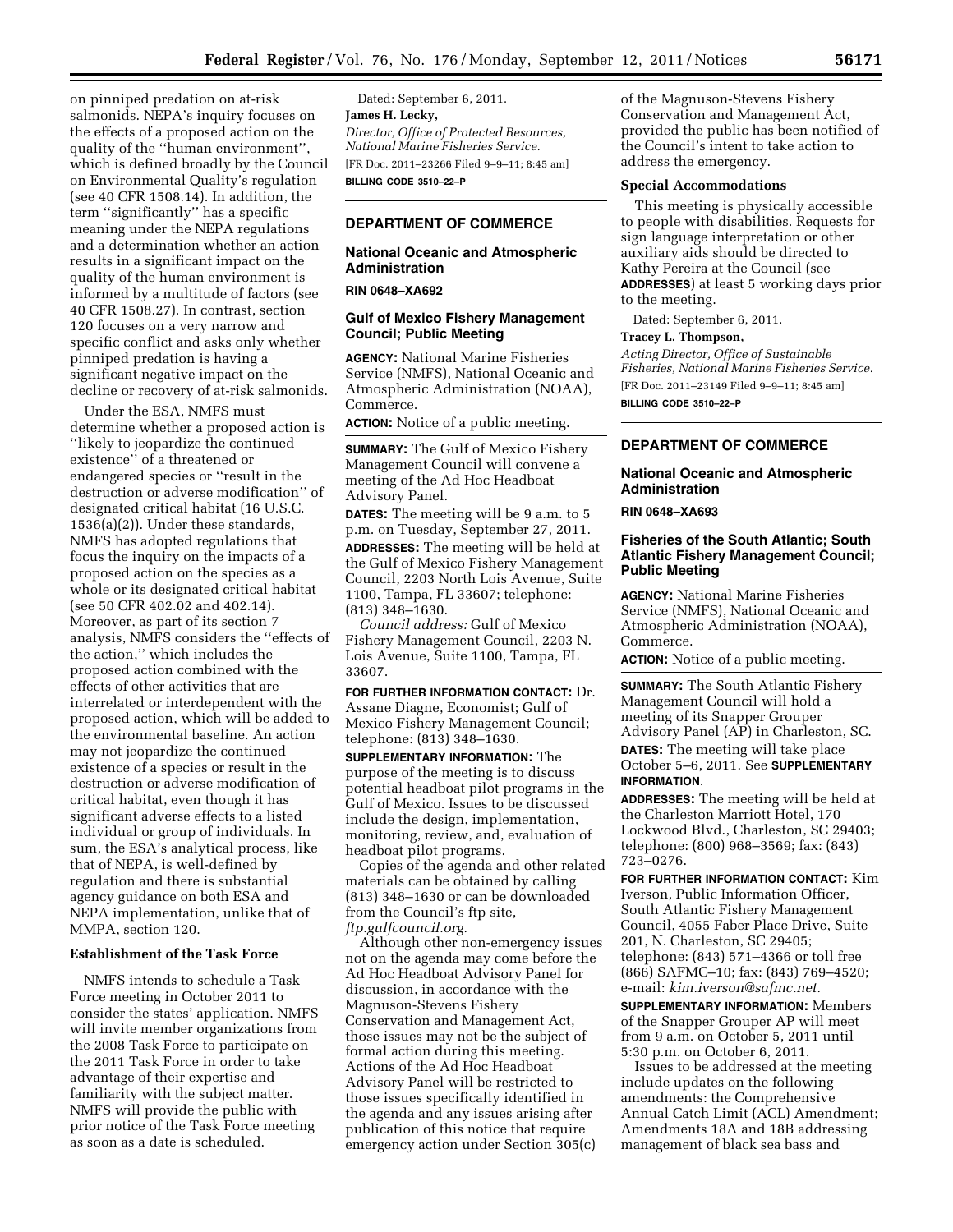on pinniped predation on at-risk salmonids. NEPA's inquiry focuses on the effects of a proposed action on the quality of the ''human environment'', which is defined broadly by the Council on Environmental Quality's regulation (see 40 CFR 1508.14). In addition, the term ''significantly'' has a specific meaning under the NEPA regulations and a determination whether an action results in a significant impact on the quality of the human environment is informed by a multitude of factors (see 40 CFR 1508.27). In contrast, section 120 focuses on a very narrow and specific conflict and asks only whether pinniped predation is having a significant negative impact on the decline or recovery of at-risk salmonids.

Under the ESA, NMFS must determine whether a proposed action is ''likely to jeopardize the continued existence'' of a threatened or endangered species or ''result in the destruction or adverse modification'' of designated critical habitat (16 U.S.C. 1536(a)(2)). Under these standards, NMFS has adopted regulations that focus the inquiry on the impacts of a proposed action on the species as a whole or its designated critical habitat (see 50 CFR 402.02 and 402.14). Moreover, as part of its section 7 analysis, NMFS considers the ''effects of the action,'' which includes the proposed action combined with the effects of other activities that are interrelated or interdependent with the proposed action, which will be added to the environmental baseline. An action may not jeopardize the continued existence of a species or result in the destruction or adverse modification of critical habitat, even though it has significant adverse effects to a listed individual or group of individuals. In sum, the ESA's analytical process, like that of NEPA, is well-defined by regulation and there is substantial agency guidance on both ESA and NEPA implementation, unlike that of MMPA, section 120.

**Establishment of the Task Force**

NMFS intends to schedule a Task Force meeting in October 2011 to consider the states' application. NMFS will invite member organizations from the 2008 Task Force to participate on the 2011 Task Force in order to take advantage of their expertise and familiarity with the subject matter. NMFS will provide the public with prior notice of the Task Force meeting as soon as a date is scheduled.

Dated: September 6, 2011.

**James H. Lecky,**

*Director, Office of Protected Resources, National Marine Fisheries Service.*

[FR Doc. 2011–23266 Filed 9–9–11; 8:45 am]

**BILLING CODE 3510–22–P**

## DEPARTMENT OF COMMERCE

### National Oceanic and Atmospheric Administration

**RIN 0648–XA692**

### Gulf of Mexico Fishery Management Council; Public Meeting

**AGENCY:** National Marine Fisheries Service (NMFS), National Oceanic and Atmospheric Administration (NOAA), Commerce.

**ACTION:** Notice of a public meeting.

**SUMMARY:** The Gulf of Mexico Fishery Management Council will convene a meeting of the Ad Hoc Headboat Advisory Panel.

**DATES:** The meeting will be 9 a.m. to 5 p.m. on Tuesday, September 27, 2011.

**ADDRESSES:** The meeting will be held at the Gulf of Mexico Fishery Management Council, 2203 North Lois Avenue, Suite 1100, Tampa, FL 33607; telephone: (813) 348–1630.

*Council address:* Gulf of Mexico Fishery Management Council, 2203 N. Lois Avenue, Suite 1100, Tampa, FL 33607.

**FOR FURTHER INFORMATION CONTACT:** Dr. Assane Diagne, Economist; Gulf of Mexico Fishery Management Council; telephone: (813) 348–1630.

**SUPPLEMENTARY INFORMATION:** The purpose of the meeting is to discuss potential headboat pilot programs in the Gulf of Mexico. Issues to be discussed include the design, implementation, monitoring, review, and, evaluation of headboat pilot programs.

Copies of the agenda and other related materials can be obtained by calling (813) 348–1630 or can be downloaded from the Council's ftp site, *ftp.gulfcouncil.org.*

Although other non-emergency issues not on the agenda may come before the Ad Hoc Headboat Advisory Panel for discussion, in accordance with the Magnuson-Stevens Fishery Conservation and Management Act, those issues may not be the subject of formal action during this meeting. Actions of the Ad Hoc Headboat Advisory Panel will be restricted to those issues specifically identified in the agenda and any issues arising after publication of this notice that require emergency action under Section 305(c) of the Magnuson-Stevens Fishery Conservation and Management Act, provided the public has been notified of the Council's intent to take action to address the emergency.

**Special Accommodations**

This meeting is physically accessible to people with disabilities. Requests for sign language interpretation or other auxiliary aids should be directed to Kathy Pereira at the Council (see **ADDRESSES**) at least 5 working days prior to the meeting.

Dated: September 6, 2011.

**Tracey L. Thompson,**

*Acting Director, Office of Sustainable Fisheries, National Marine Fisheries Service.*

[FR Doc. 2011–23149 Filed 9–9–11; 8:45 am]

**BILLING CODE 3510–22–P**

## DEPARTMENT OF COMMERCE

### National Oceanic and Atmospheric Administration

**RIN 0648–XA693**

### Fisheries of the South Atlantic; South Atlantic Fishery Management Council; Public Meeting

**AGENCY:** National Marine Fisheries Service (NMFS), National Oceanic and Atmospheric Administration (NOAA), Commerce.

**ACTION:** Notice of a public meeting.

**SUMMARY:** The South Atlantic Fishery Management Council will hold a meeting of its Snapper Grouper Advisory Panel (AP) in Charleston, SC.

**DATES:** The meeting will take place October 5–6, 2011. See **SUPPLEMENTARY INFORMATION**.

**ADDRESSES:** The meeting will be held at the Charleston Marriott Hotel, 170 Lockwood Blvd., Charleston, SC 29403; telephone: (800) 968–3569; fax: (843) 723–0276.

**FOR FURTHER INFORMATION CONTACT:** Kim Iverson, Public Information Officer, South Atlantic Fishery Management Council, 4055 Faber Place Drive, Suite 201, N. Charleston, SC 29405; telephone: (843) 571–4366 or toll free (866) SAFMC–10; fax: (843) 769–4520; e-mail: *kim.iverson@safmc.net.*

**SUPPLEMENTARY INFORMATION:** Members of the Snapper Grouper AP will meet from 9 a.m. on October 5, 2011 until 5:30 p.m. on October 6, 2011.

Issues to be addressed at the meeting include updates on the following amendments: the Comprehensive Annual Catch Limit (ACL) Amendment; Amendments 18A and 18B addressing management of black sea bass and